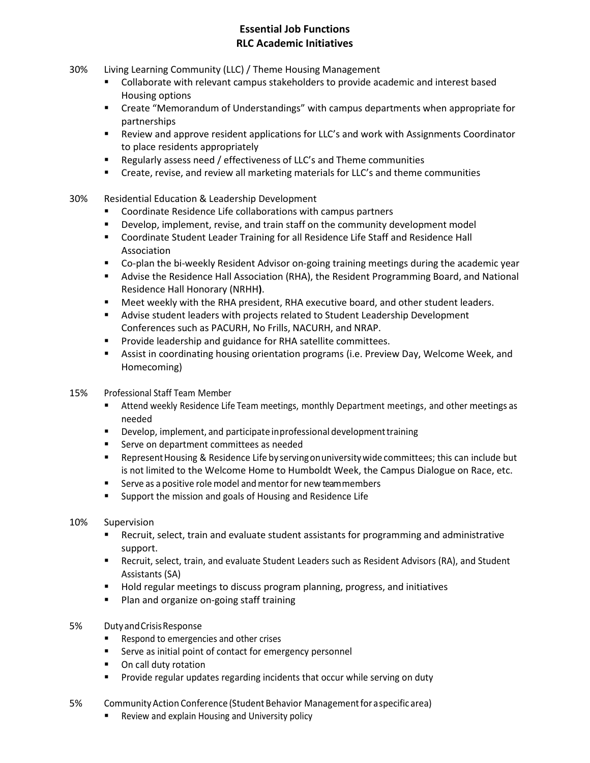# Essential Job Functions
## RLC Academic Initiatives

30% Living Learning Community (LLC) / Theme Housing Management

- Collaborate with relevant campus stakeholders to provide academic and interest based Housing options
- Create "Memorandum of Understandings" with campus departments when appropriate for partnerships
- Review and approve resident applications for LLC's and work with Assignments Coordinator to place residents appropriately
- Regularly assess need / effectiveness of LLC's and Theme communities
- Create, revise, and review all marketing materials for LLC's and theme communities

30% Residential Education & Leadership Development

- Coordinate Residence Life collaborations with campus partners
- Develop, implement, revise, and train staff on the community development model
- Coordinate Student Leader Training for all Residence Life Staff and Residence Hall Association
- Co-plan the bi-weekly Resident Advisor on-going training meetings during the academic year
- Advise the Residence Hall Association (RHA), the Resident Programming Board, and National Residence Hall Honorary (NRHH**)**.
- Meet weekly with the RHA president, RHA executive board, and other student leaders.
- Advise student leaders with projects related to Student Leadership Development Conferences such as PACURH, No Frills, NACURH, and NRAP.
- Provide leadership and guidance for RHA satellite committees.
- Assist in coordinating housing orientation programs (i.e. Preview Day, Welcome Week, and Homecoming)

15% Professional Staff Team Member

- Attend weekly Residence Life Team meetings, monthly Department meetings, and other meetings as needed
- Develop, implement, and participate in professional development training
- Serve on department committees as needed
- Represent Housing & Residence Life by serving on university wide committees; this can include but is not limited to the Welcome Home to Humboldt Week, the Campus Dialogue on Race, etc.
- Serve as a positive role model and mentor for new team members
- Support the mission and goals of Housing and Residence Life

10% Supervision

- Recruit, select, train and evaluate student assistants for programming and administrative support.
- Recruit, select, train, and evaluate Student Leaders such as Resident Advisors (RA), and Student Assistants (SA)
- Hold regular meetings to discuss program planning, progress, and initiatives
- Plan and organize on-going staff training

5% Duty and Crisis Response

- Respond to emergencies and other crises
- Serve as initial point of contact for emergency personnel
- On call duty rotation
- Provide regular updates regarding incidents that occur while serving on duty

5% Community Action Conference (Student Behavior Management for a specific area)

- Review and explain Housing and University policy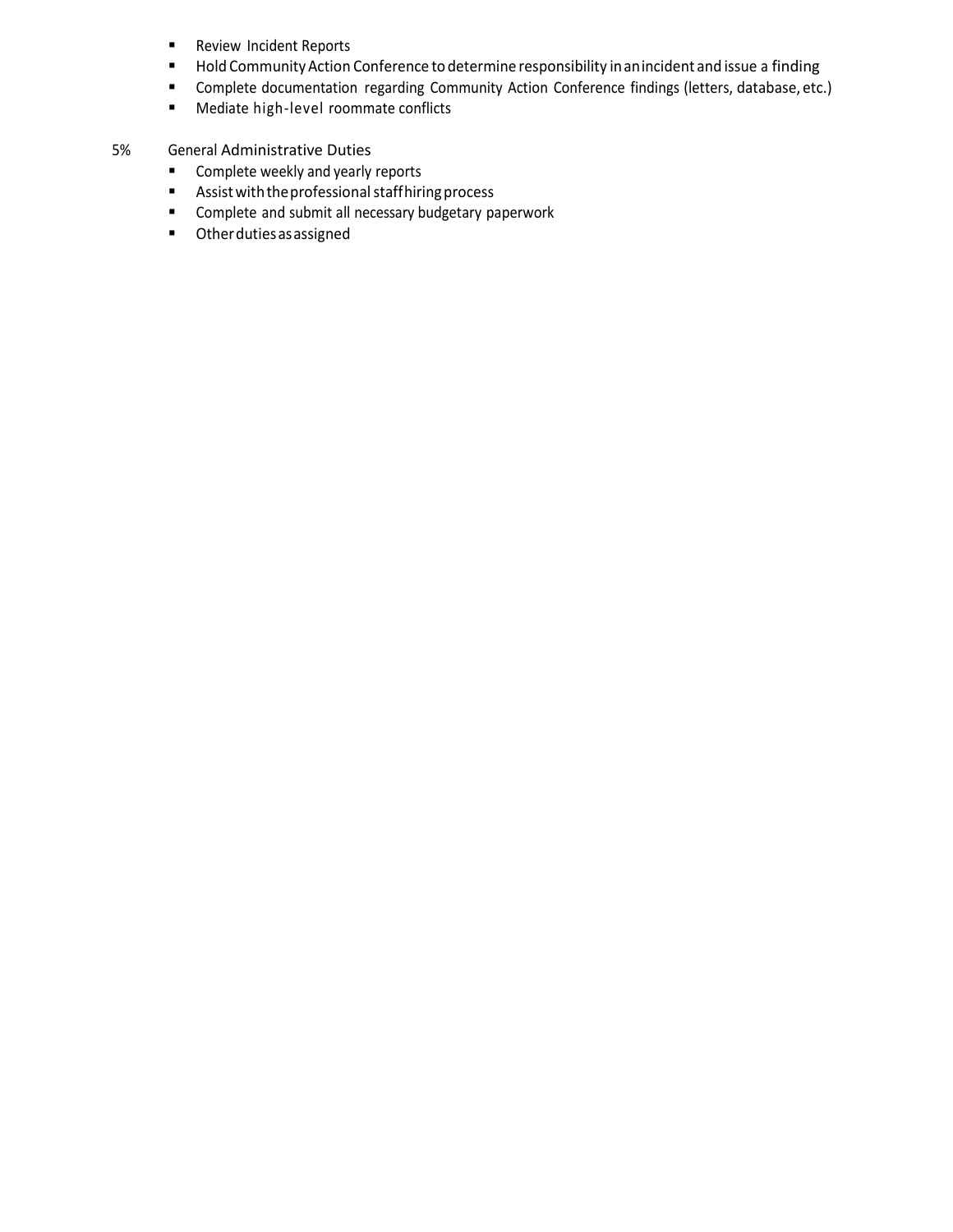- Review Incident Reports
- Hold Community Action Conference to determine responsibility in an incident and issue a finding
- Complete documentation regarding Community Action Conference findings (letters, database, etc.)
- Mediate high-level roommate conflicts

5% General Administrative Duties

- Complete weekly and yearly reports
- Assist with the professional staff hiring process
- Complete and submit all necessary budgetary paperwork
- Other duties as assigned